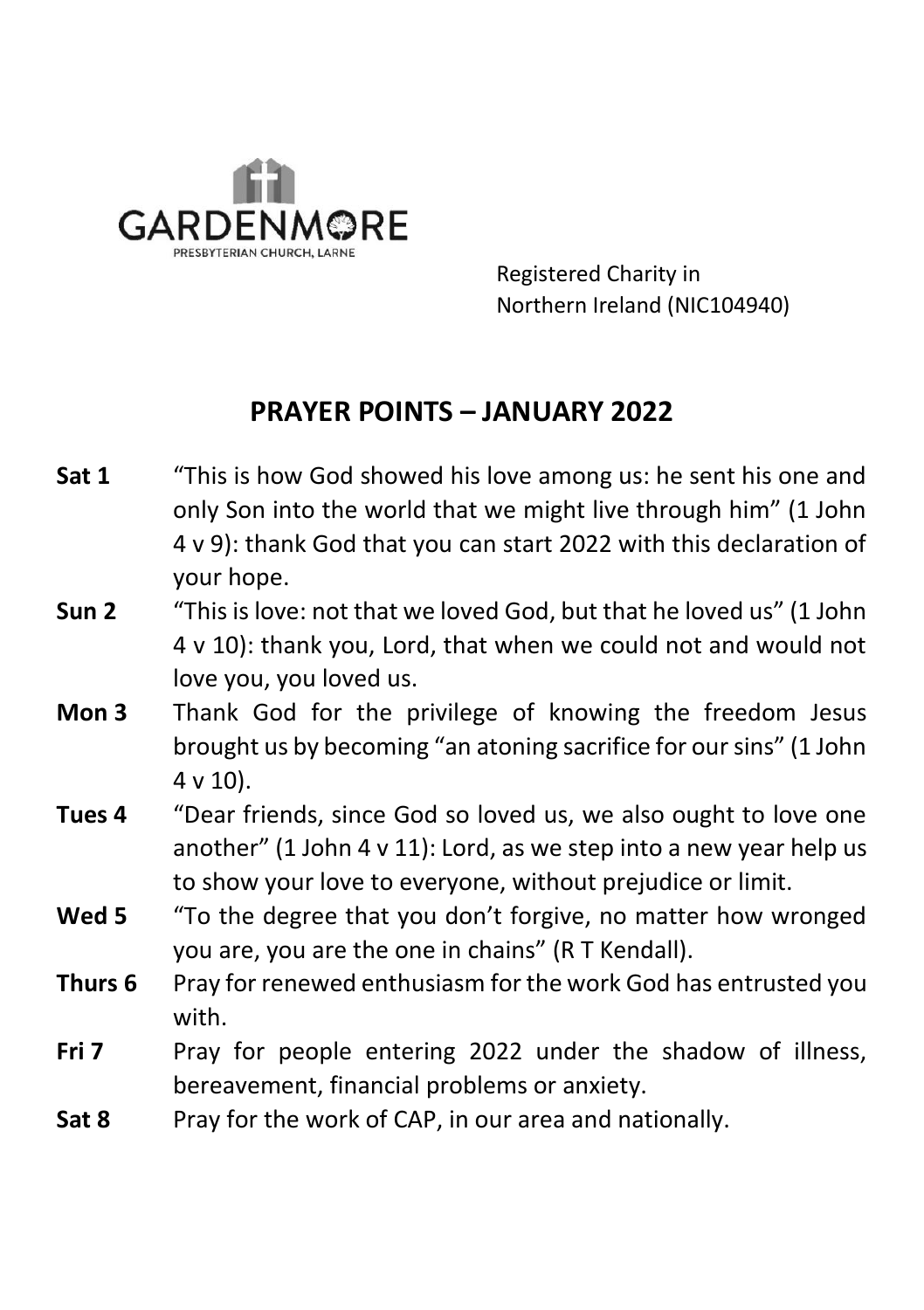GARDENMORE
PRESBYTERIAN CHURCH, LARNE

Registered Charity in
Northern Ireland (NIC104940)

## PRAYER POINTS – JANUARY 2022

**Sat 1** "This is how God showed his love among us: he sent his one and only Son into the world that we might live through him" (1 John 4 v 9): thank God that you can start 2022 with this declaration of your hope.

**Sun 2** "This is love: not that we loved God, but that he loved us" (1 John 4 v 10): thank you, Lord, that when we could not and would not love you, you loved us.

**Mon 3** Thank God for the privilege of knowing the freedom Jesus brought us by becoming "an atoning sacrifice for our sins" (1 John 4 v 10).

**Tues 4** "Dear friends, since God so loved us, we also ought to love one another" (1 John 4 v 11): Lord, as we step into a new year help us to show your love to everyone, without prejudice or limit.

**Wed 5** "To the degree that you don't forgive, no matter how wronged you are, you are the one in chains" (R T Kendall).

**Thurs 6** Pray for renewed enthusiasm for the work God has entrusted you with.

**Fri 7** Pray for people entering 2022 under the shadow of illness, bereavement, financial problems or anxiety.

**Sat 8** Pray for the work of CAP, in our area and nationally.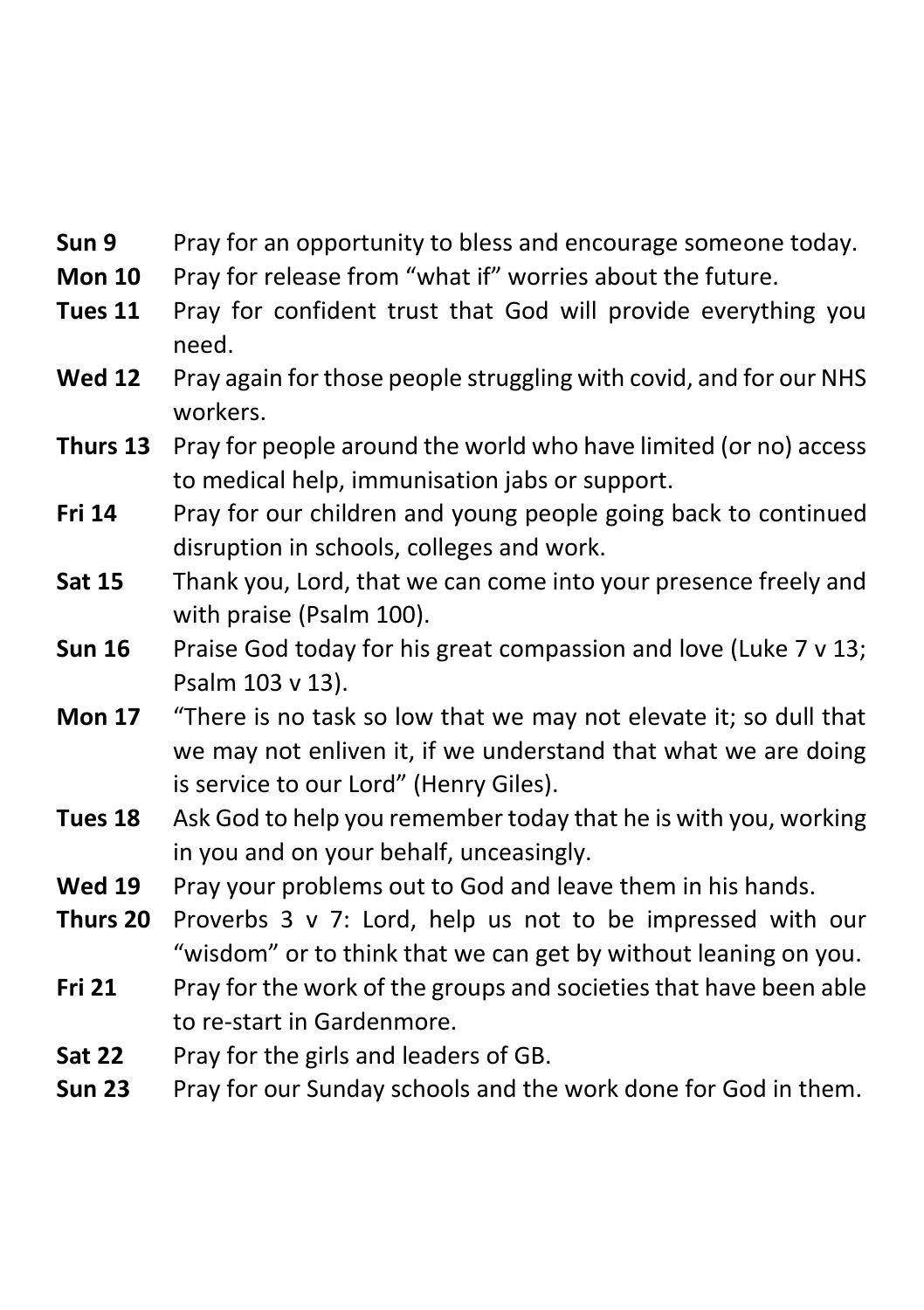**Sun 9** Pray for an opportunity to bless and encourage someone today.

**Mon 10** Pray for release from “what if” worries about the future.

**Tues 11** Pray for confident trust that God will provide everything you need.

**Wed 12** Pray again for those people struggling with covid, and for our NHS workers.

**Thurs 13** Pray for people around the world who have limited (or no) access to medical help, immunisation jabs or support.

**Fri 14** Pray for our children and young people going back to continued disruption in schools, colleges and work.

**Sat 15** Thank you, Lord, that we can come into your presence freely and with praise (Psalm 100).

**Sun 16** Praise God today for his great compassion and love (Luke 7 v 13; Psalm 103 v 13).

**Mon 17** “There is no task so low that we may not elevate it; so dull that we may not enliven it, if we understand that what we are doing is service to our Lord” (Henry Giles).

**Tues 18** Ask God to help you remember today that he is with you, working in you and on your behalf, unceasingly.

**Wed 19** Pray your problems out to God and leave them in his hands.

**Thurs 20** Proverbs 3 v 7: Lord, help us not to be impressed with our “wisdom” or to think that we can get by without leaning on you.

**Fri 21** Pray for the work of the groups and societies that have been able to re-start in Gardenmore.

**Sat 22** Pray for the girls and leaders of GB.

**Sun 23** Pray for our Sunday schools and the work done for God in them.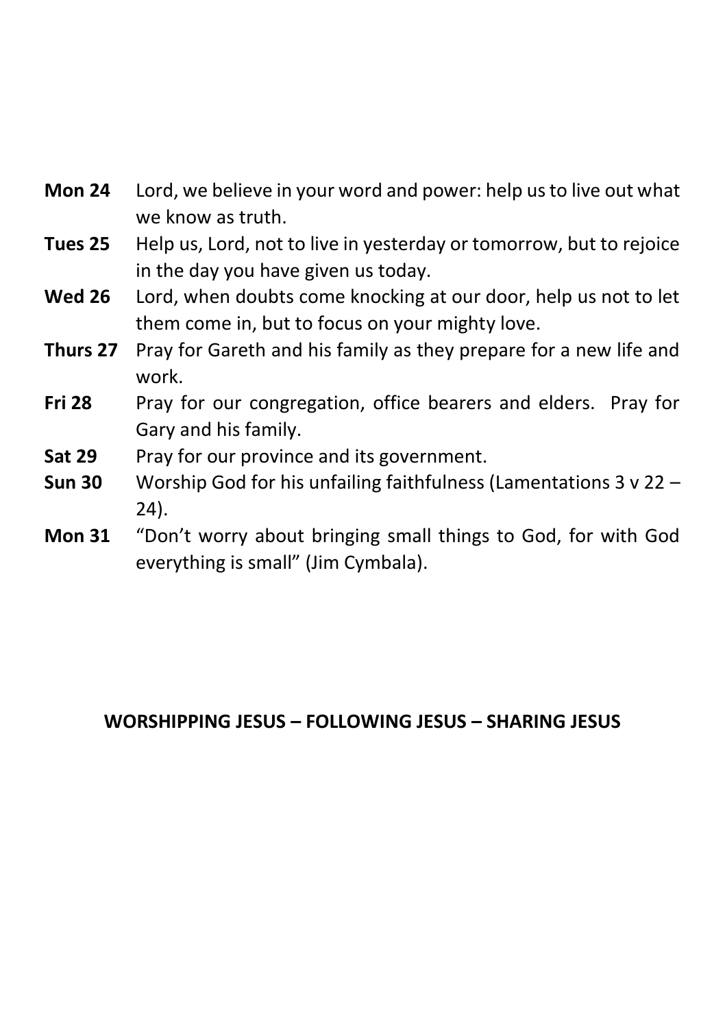**Mon 24** Lord, we believe in your word and power: help us to live out what we know as truth.

**Tues 25** Help us, Lord, not to live in yesterday or tomorrow, but to rejoice in the day you have given us today.

**Wed 26** Lord, when doubts come knocking at our door, help us not to let them come in, but to focus on your mighty love.

**Thurs 27** Pray for Gareth and his family as they prepare for a new life and work.

**Fri 28** Pray for our congregation, office bearers and elders. Pray for Gary and his family.

**Sat 29** Pray for our province and its government.

**Sun 30** Worship God for his unfailing faithfulness (Lamentations 3 v 22 – 24).

**Mon 31** "Don't worry about bringing small things to God, for with God everything is small" (Jim Cymbala).

**WORSHIPPING JESUS – FOLLOWING JESUS – SHARING JESUS**